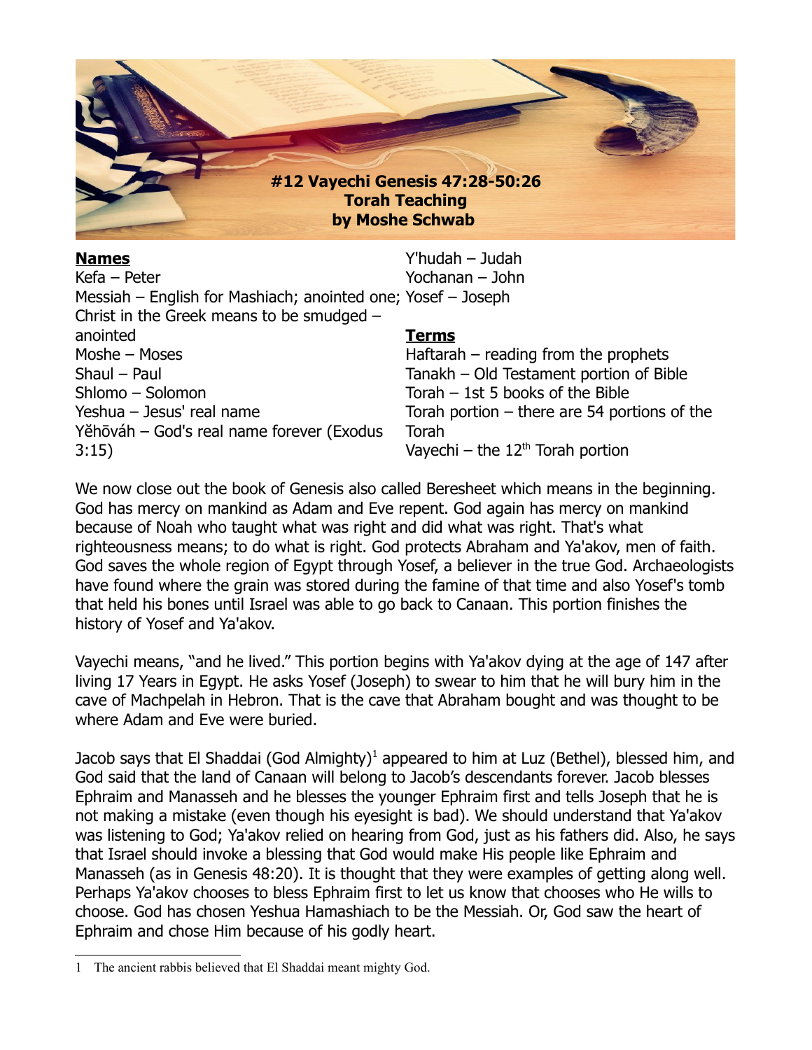# #12 Vayechi Genesis 47:28-50:26
## Torah Teaching
## by Moshe Schwab

**Names**

Kefa – Peter
Messiah – English for Mashiach; anointed one; Christ in the Greek means to be smudged – anointed
Moshe – Moses
Shaul – Paul
Shlomo – Solomon
Yeshua – Jesus' real name
Yĕhōváh – God's real name forever (Exodus 3:15)
Y'hudah – Judah
Yochanan – John
Yosef – Joseph

**Terms**

Haftarah – reading from the prophets
Tanakh – Old Testament portion of Bible
Torah – 1st 5 books of the Bible
Torah portion – there are 54 portions of the Torah
Vayechi – the 12th Torah portion

We now close out the book of Genesis also called Beresheet which means in the beginning. God has mercy on mankind as Adam and Eve repent. God again has mercy on mankind because of Noah who taught what was right and did what was right. That's what righteousness means; to do what is right. God protects Abraham and Ya'akov, men of faith. God saves the whole region of Egypt through Yosef, a believer in the true God. Archaeologists have found where the grain was stored during the famine of that time and also Yosef's tomb that held his bones until Israel was able to go back to Canaan. This portion finishes the history of Yosef and Ya'akov.

Vayechi means, "and he lived." This portion begins with Ya'akov dying at the age of 147 after living 17 Years in Egypt. He asks Yosef (Joseph) to swear to him that he will bury him in the cave of Machpelah in Hebron. That is the cave that Abraham bought and was thought to be where Adam and Eve were buried.

Jacob says that El Shaddai (God Almighty)[1] appeared to him at Luz (Bethel), blessed him, and God said that the land of Canaan will belong to Jacob's descendants forever. Jacob blesses Ephraim and Manasseh and he blesses the younger Ephraim first and tells Joseph that he is not making a mistake (even though his eyesight is bad). We should understand that Ya'akov was listening to God; Ya'akov relied on hearing from God, just as his fathers did. Also, he says that Israel should invoke a blessing that God would make His people like Ephraim and Manasseh (as in Genesis 48:20). It is thought that they were examples of getting along well. Perhaps Ya'akov chooses to bless Ephraim first to let us know that chooses who He wills to choose. God has chosen Yeshua Hamashiach to be the Messiah. Or, God saw the heart of Ephraim and chose Him because of his godly heart.

1 The ancient rabbis believed that El Shaddai meant mighty God.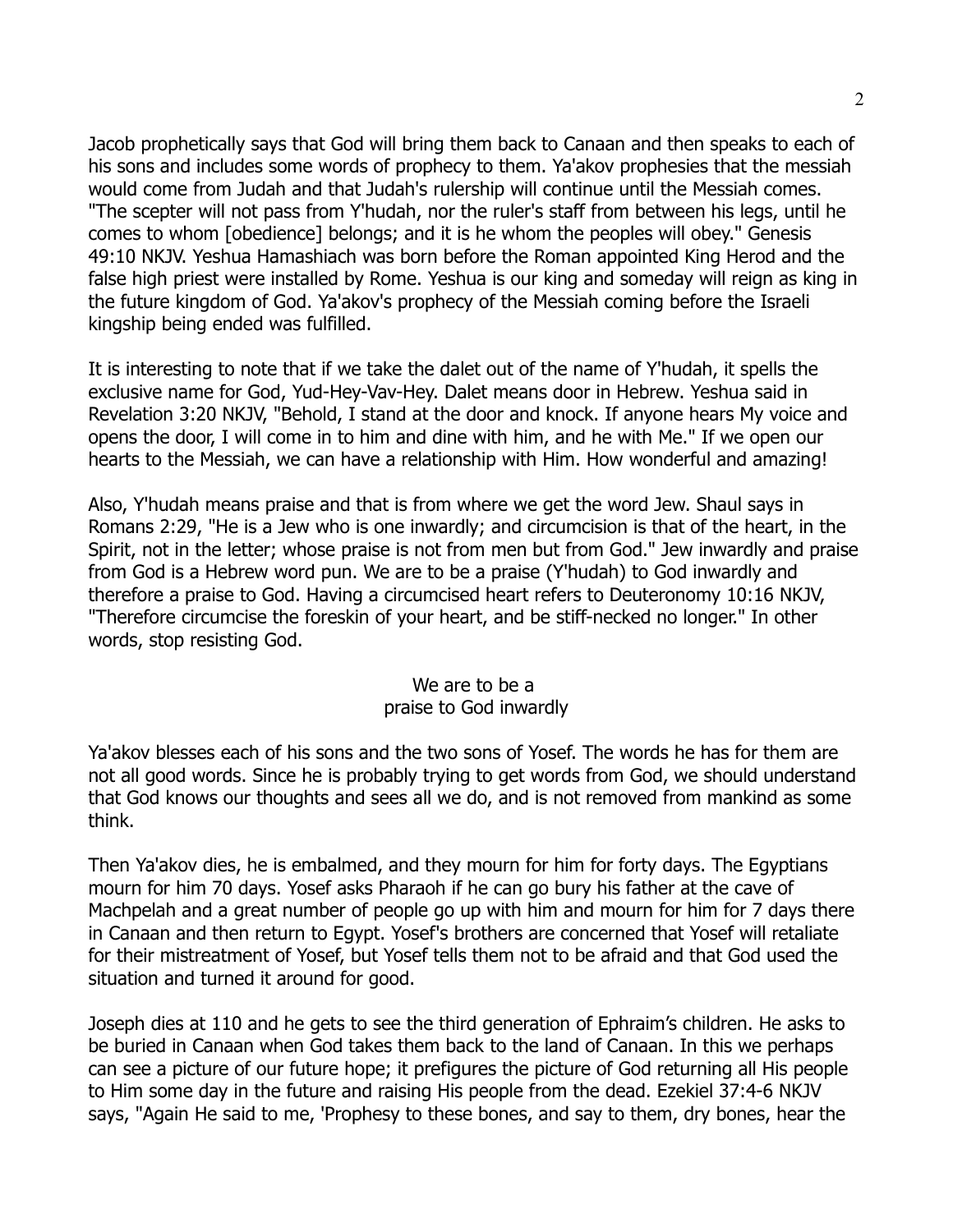Jacob prophetically says that God will bring them back to Canaan and then speaks to each of his sons and includes some words of prophecy to them. Ya'akov prophesies that the messiah would come from Judah and that Judah's rulership will continue until the Messiah comes. "The scepter will not pass from Y'hudah, nor the ruler's staff from between his legs, until he comes to whom [obedience] belongs; and it is he whom the peoples will obey." Genesis 49:10 NKJV. Yeshua Hamashiach was born before the Roman appointed King Herod and the false high priest were installed by Rome. Yeshua is our king and someday will reign as king in the future kingdom of God. Ya'akov's prophecy of the Messiah coming before the Israeli kingship being ended was fulfilled.

It is interesting to note that if we take the dalet out of the name of Y'hudah, it spells the exclusive name for God, Yud-Hey-Vav-Hey. Dalet means door in Hebrew. Yeshua said in Revelation 3:20 NKJV, "Behold, I stand at the door and knock. If anyone hears My voice and opens the door, I will come in to him and dine with him, and he with Me." If we open our hearts to the Messiah, we can have a relationship with Him. How wonderful and amazing!

Also, Y'hudah means praise and that is from where we get the word Jew. Shaul says in Romans 2:29, "He is a Jew who is one inwardly; and circumcision is that of the heart, in the Spirit, not in the letter; whose praise is not from men but from God." Jew inwardly and praise from God is a Hebrew word pun. We are to be a praise (Y'hudah) to God inwardly and therefore a praise to God. Having a circumcised heart refers to Deuteronomy 10:16 NKJV, "Therefore circumcise the foreskin of your heart, and be stiff-necked no longer." In other words, stop resisting God.

We are to be a
praise to God inwardly

Ya'akov blesses each of his sons and the two sons of Yosef. The words he has for them are not all good words. Since he is probably trying to get words from God, we should understand that God knows our thoughts and sees all we do, and is not removed from mankind as some think.

Then Ya'akov dies, he is embalmed, and they mourn for him for forty days. The Egyptians mourn for him 70 days. Yosef asks Pharaoh if he can go bury his father at the cave of Machpelah and a great number of people go up with him and mourn for him for 7 days there in Canaan and then return to Egypt. Yosef's brothers are concerned that Yosef will retaliate for their mistreatment of Yosef, but Yosef tells them not to be afraid and that God used the situation and turned it around for good.

Joseph dies at 110 and he gets to see the third generation of Ephraim's children. He asks to be buried in Canaan when God takes them back to the land of Canaan. In this we perhaps can see a picture of our future hope; it prefigures the picture of God returning all His people to Him some day in the future and raising His people from the dead. Ezekiel 37:4-6 NKJV says, "Again He said to me, 'Prophesy to these bones, and say to them, dry bones, hear the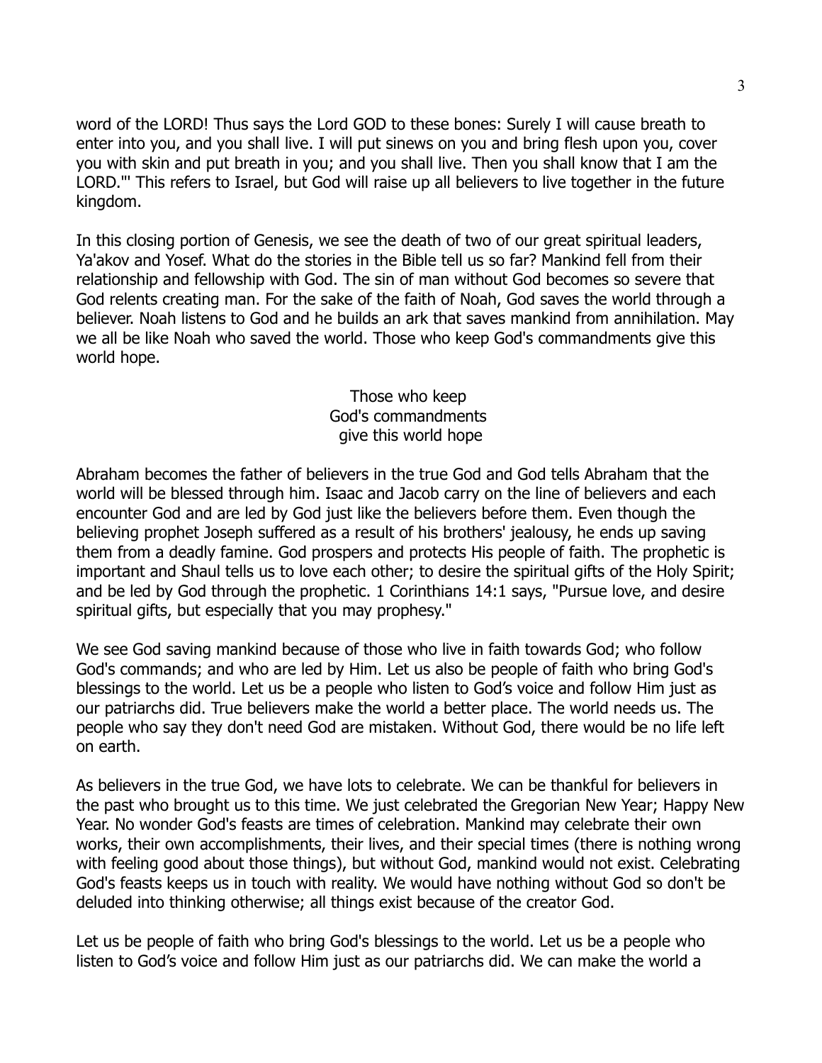word of the LORD! Thus says the Lord GOD to these bones: Surely I will cause breath to enter into you, and you shall live. I will put sinews on you and bring flesh upon you, cover you with skin and put breath in you; and you shall live. Then you shall know that I am the LORD."' This refers to Israel, but God will raise up all believers to live together in the future kingdom.

In this closing portion of Genesis, we see the death of two of our great spiritual leaders, Ya'akov and Yosef. What do the stories in the Bible tell us so far? Mankind fell from their relationship and fellowship with God. The sin of man without God becomes so severe that God relents creating man. For the sake of the faith of Noah, God saves the world through a believer. Noah listens to God and he builds an ark that saves mankind from annihilation. May we all be like Noah who saved the world. Those who keep God's commandments give this world hope.

Those who keep
God's commandments
give this world hope

Abraham becomes the father of believers in the true God and God tells Abraham that the world will be blessed through him. Isaac and Jacob carry on the line of believers and each encounter God and are led by God just like the believers before them. Even though the believing prophet Joseph suffered as a result of his brothers' jealousy, he ends up saving them from a deadly famine. God prospers and protects His people of faith. The prophetic is important and Shaul tells us to love each other; to desire the spiritual gifts of the Holy Spirit; and be led by God through the prophetic. 1 Corinthians 14:1 says, "Pursue love, and desire spiritual gifts, but especially that you may prophesy."

We see God saving mankind because of those who live in faith towards God; who follow God's commands; and who are led by Him. Let us also be people of faith who bring God's blessings to the world. Let us be a people who listen to God's voice and follow Him just as our patriarchs did. True believers make the world a better place. The world needs us. The people who say they don't need God are mistaken. Without God, there would be no life left on earth.

As believers in the true God, we have lots to celebrate. We can be thankful for believers in the past who brought us to this time. We just celebrated the Gregorian New Year; Happy New Year. No wonder God's feasts are times of celebration. Mankind may celebrate their own works, their own accomplishments, their lives, and their special times (there is nothing wrong with feeling good about those things), but without God, mankind would not exist. Celebrating God's feasts keeps us in touch with reality. We would have nothing without God so don't be deluded into thinking otherwise; all things exist because of the creator God.

Let us be people of faith who bring God's blessings to the world. Let us be a people who listen to God's voice and follow Him just as our patriarchs did. We can make the world a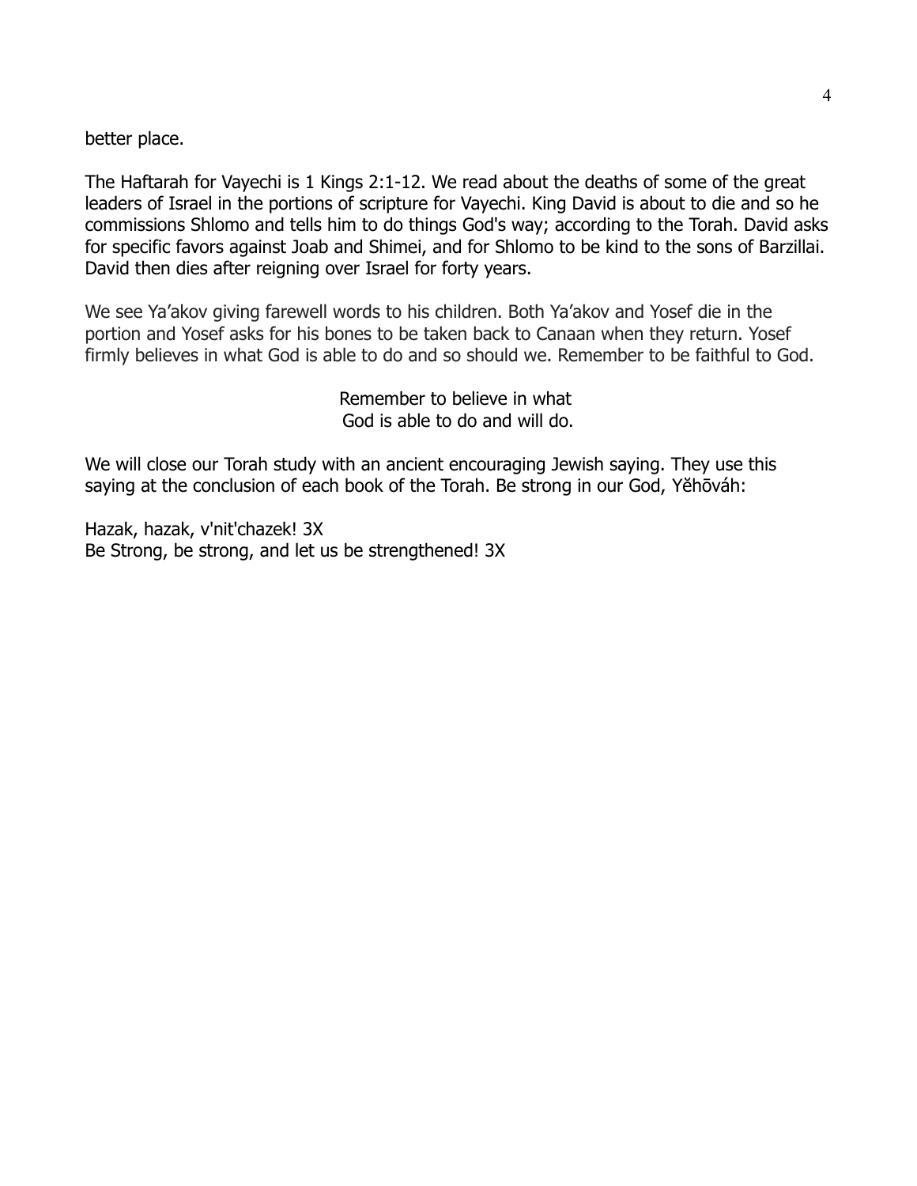better place.

The Haftarah for Vayechi is 1 Kings 2:1-12. We read about the deaths of some of the great leaders of Israel in the portions of scripture for Vayechi. King David is about to die and so he commissions Shlomo and tells him to do things God's way; according to the Torah. David asks for specific favors against Joab and Shimei, and for Shlomo to be kind to the sons of Barzillai. David then dies after reigning over Israel for forty years.

We see Ya'akov giving farewell words to his children. Both Ya'akov and Yosef die in the portion and Yosef asks for his bones to be taken back to Canaan when they return. Yosef firmly believes in what God is able to do and so should we. Remember to be faithful to God.

Remember to believe in what
God is able to do and will do.

We will close our Torah study with an ancient encouraging Jewish saying. They use this saying at the conclusion of each book of the Torah. Be strong in our God, Yĕhōváh:

Hazak, hazak, v'nit'chazek! 3X
Be Strong, be strong, and let us be strengthened! 3X